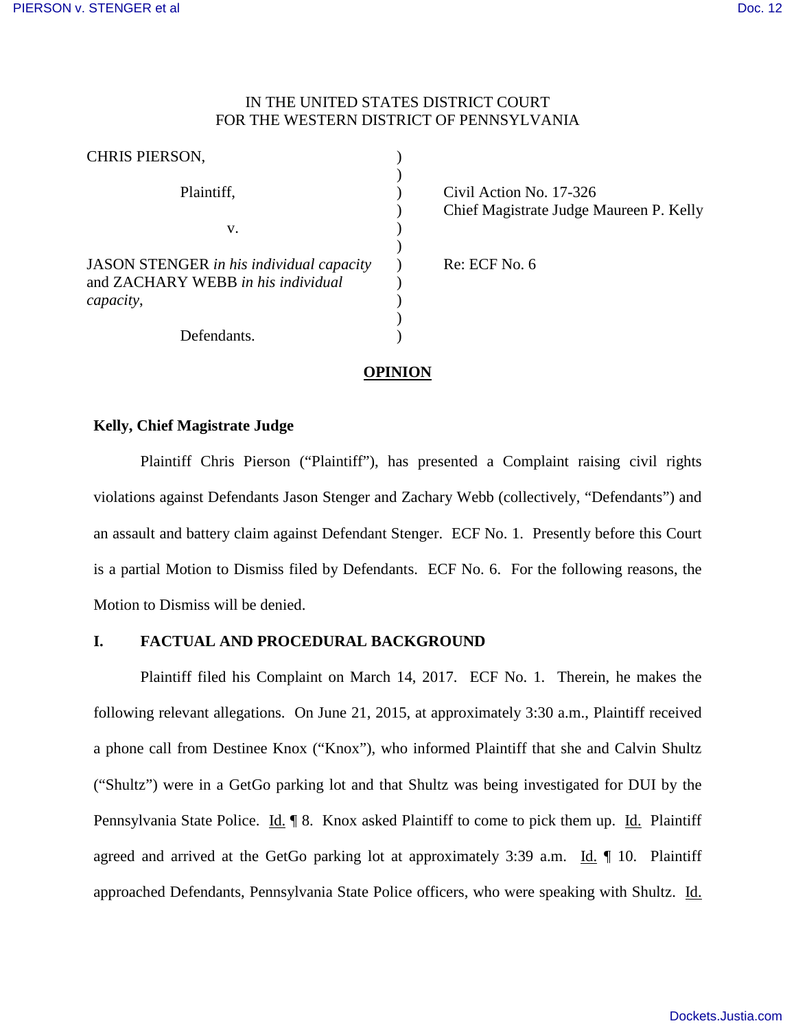IN THE UNITED STATES DISTRICT COURT
FOR THE WESTERN DISTRICT OF PENNSYLVANIA

| | | |
|---|---|---|
| CHRIS PIERSON, | ) | |
| Plaintiff, | ) | Civil Action No. 17-326 |
| | ) | Chief Magistrate Judge Maureen P. Kelly |
| v. | ) | |
| JASON STENGER *in his individual capacity* and ZACHARY WEBB *in his individual capacity*, | ) | Re: ECF No. 6 |
| Defendants. | ) | |

## OPINION

**Kelly, Chief Magistrate Judge**

Plaintiff Chris Pierson ("Plaintiff"), has presented a Complaint raising civil rights violations against Defendants Jason Stenger and Zachary Webb (collectively, "Defendants") and an assault and battery claim against Defendant Stenger. ECF No. 1. Presently before this Court is a partial Motion to Dismiss filed by Defendants. ECF No. 6. For the following reasons, the Motion to Dismiss will be denied.

### I. FACTUAL AND PROCEDURAL BACKGROUND

Plaintiff filed his Complaint on March 14, 2017. ECF No. 1. Therein, he makes the following relevant allegations. On June 21, 2015, at approximately 3:30 a.m., Plaintiff received a phone call from Destinee Knox ("Knox"), who informed Plaintiff that she and Calvin Shultz ("Shultz") were in a GetGo parking lot and that Shultz was being investigated for DUI by the Pennsylvania State Police. Id. ¶ 8. Knox asked Plaintiff to come to pick them up. Id. Plaintiff agreed and arrived at the GetGo parking lot at approximately 3:39 a.m. Id. ¶ 10. Plaintiff approached Defendants, Pennsylvania State Police officers, who were speaking with Shultz. Id.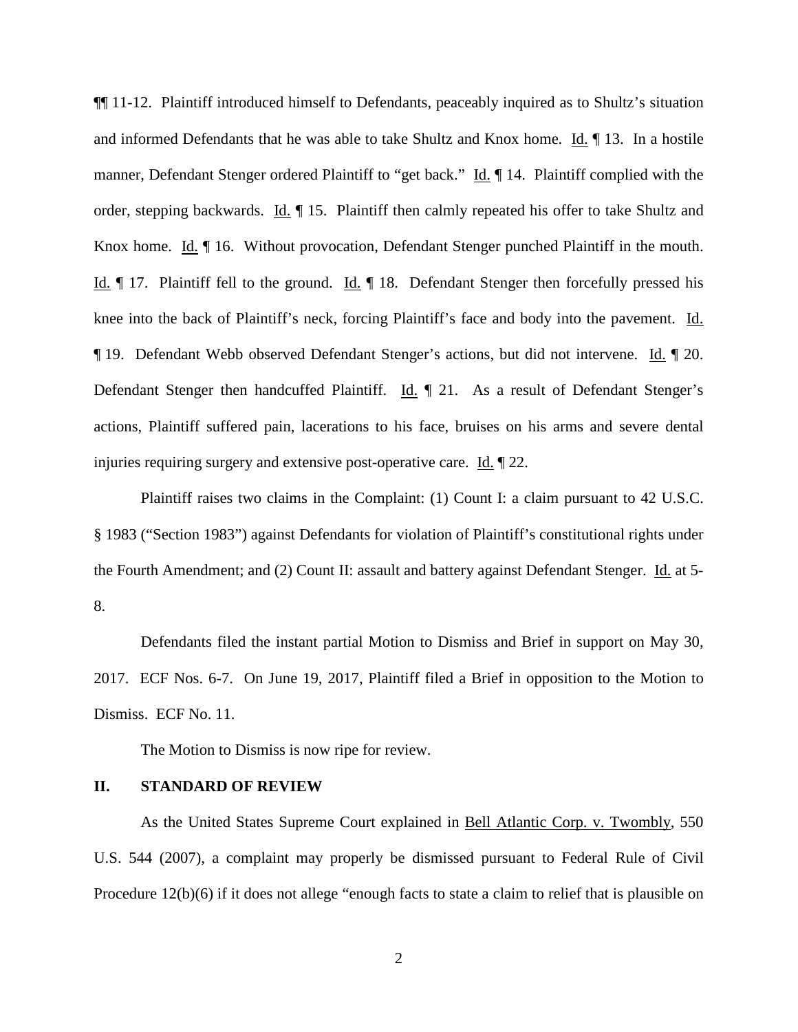¶¶ 11-12. Plaintiff introduced himself to Defendants, peaceably inquired as to Shultz's situation and informed Defendants that he was able to take Shultz and Knox home. Id. ¶ 13. In a hostile manner, Defendant Stenger ordered Plaintiff to "get back." Id. ¶ 14. Plaintiff complied with the order, stepping backwards. Id. ¶ 15. Plaintiff then calmly repeated his offer to take Shultz and Knox home. Id. ¶ 16. Without provocation, Defendant Stenger punched Plaintiff in the mouth. Id. ¶ 17. Plaintiff fell to the ground. Id. ¶ 18. Defendant Stenger then forcefully pressed his knee into the back of Plaintiff's neck, forcing Plaintiff's face and body into the pavement. Id. ¶ 19. Defendant Webb observed Defendant Stenger's actions, but did not intervene. Id. ¶ 20. Defendant Stenger then handcuffed Plaintiff. Id. ¶ 21. As a result of Defendant Stenger's actions, Plaintiff suffered pain, lacerations to his face, bruises on his arms and severe dental injuries requiring surgery and extensive post-operative care. Id. ¶ 22.

Plaintiff raises two claims in the Complaint: (1) Count I: a claim pursuant to 42 U.S.C. § 1983 ("Section 1983") against Defendants for violation of Plaintiff's constitutional rights under the Fourth Amendment; and (2) Count II: assault and battery against Defendant Stenger. Id. at 5-8.

Defendants filed the instant partial Motion to Dismiss and Brief in support on May 30, 2017. ECF Nos. 6-7. On June 19, 2017, Plaintiff filed a Brief in opposition to the Motion to Dismiss. ECF No. 11.

The Motion to Dismiss is now ripe for review.

## II. STANDARD OF REVIEW

As the United States Supreme Court explained in Bell Atlantic Corp. v. Twombly, 550 U.S. 544 (2007), a complaint may properly be dismissed pursuant to Federal Rule of Civil Procedure 12(b)(6) if it does not allege "enough facts to state a claim to relief that is plausible on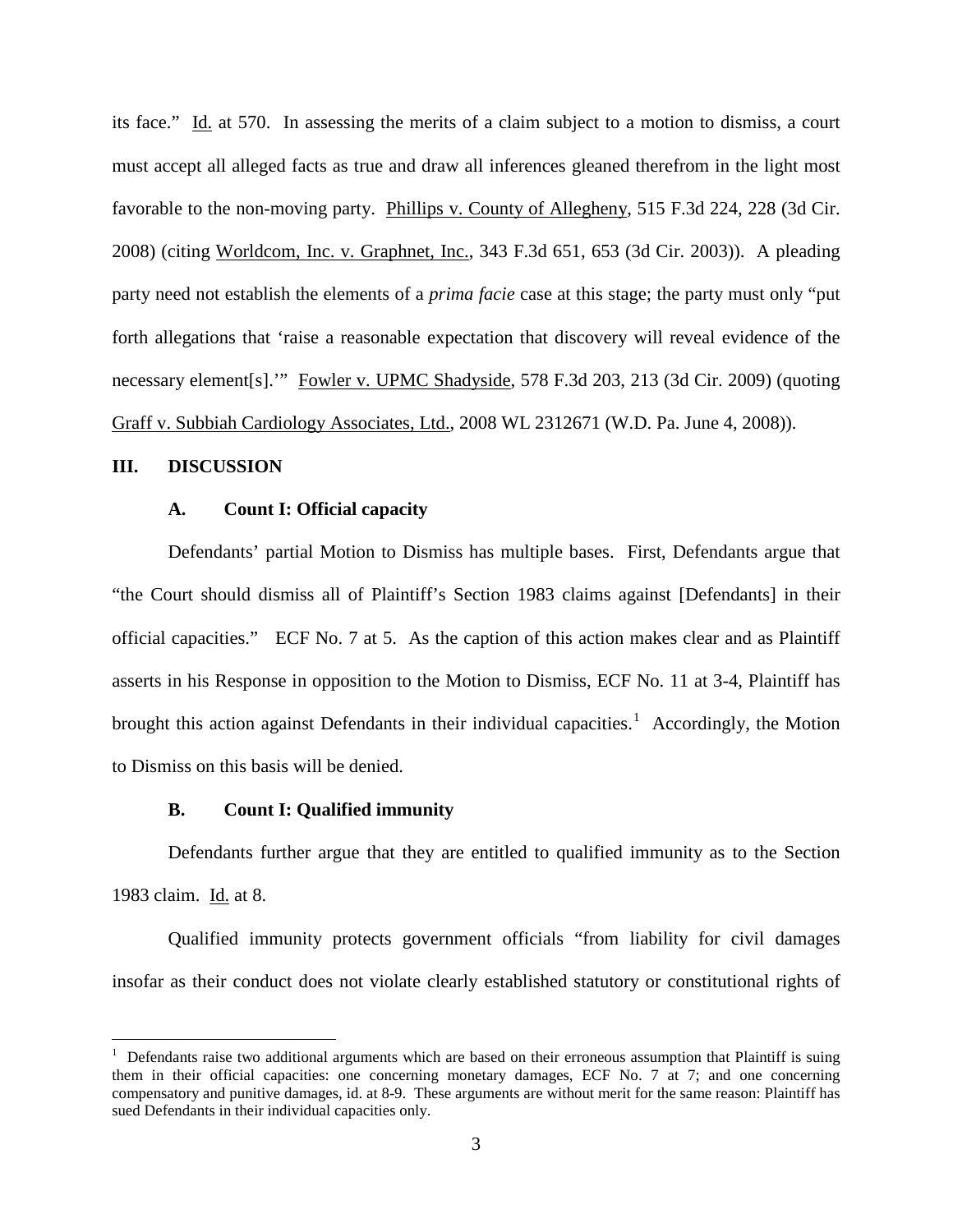its face." Id. at 570. In assessing the merits of a claim subject to a motion to dismiss, a court must accept all alleged facts as true and draw all inferences gleaned therefrom in the light most favorable to the non-moving party. Phillips v. County of Allegheny, 515 F.3d 224, 228 (3d Cir. 2008) (citing Worldcom, Inc. v. Graphnet, Inc., 343 F.3d 651, 653 (3d Cir. 2003)). A pleading party need not establish the elements of a *prima facie* case at this stage; the party must only "put forth allegations that 'raise a reasonable expectation that discovery will reveal evidence of the necessary element[s].'" Fowler v. UPMC Shadyside, 578 F.3d 203, 213 (3d Cir. 2009) (quoting Graff v. Subbiah Cardiology Associates, Ltd., 2008 WL 2312671 (W.D. Pa. June 4, 2008)).

## III. DISCUSSION

### A. Count I: Official capacity

Defendants' partial Motion to Dismiss has multiple bases. First, Defendants argue that "the Court should dismiss all of Plaintiff's Section 1983 claims against [Defendants] in their official capacities." ECF No. 7 at 5. As the caption of this action makes clear and as Plaintiff asserts in his Response in opposition to the Motion to Dismiss, ECF No. 11 at 3-4, Plaintiff has brought this action against Defendants in their individual capacities.[1] Accordingly, the Motion to Dismiss on this basis will be denied.

### B. Count I: Qualified immunity

Defendants further argue that they are entitled to qualified immunity as to the Section 1983 claim. Id. at 8.

Qualified immunity protects government officials "from liability for civil damages insofar as their conduct does not violate clearly established statutory or constitutional rights of

[1] Defendants raise two additional arguments which are based on their erroneous assumption that Plaintiff is suing them in their official capacities: one concerning monetary damages, ECF No. 7 at 7; and one concerning compensatory and punitive damages, id. at 8-9. These arguments are without merit for the same reason: Plaintiff has sued Defendants in their individual capacities only.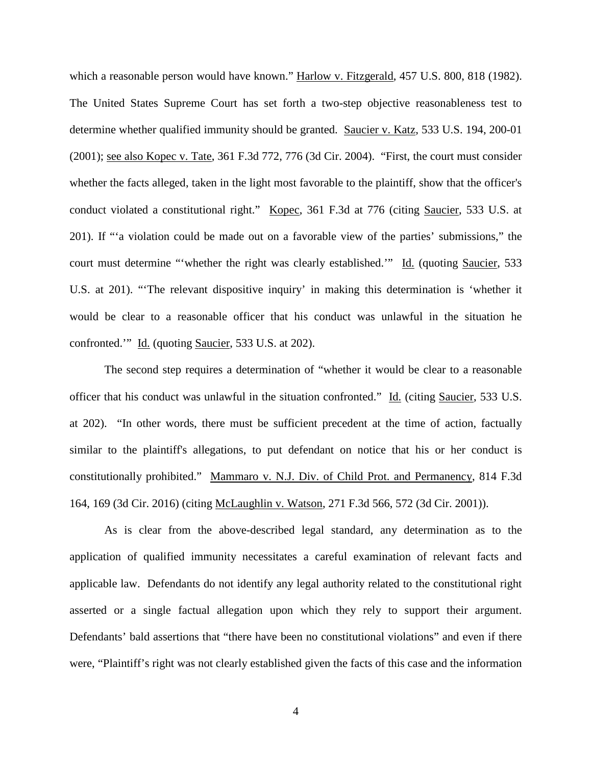which a reasonable person would have known." Harlow v. Fitzgerald, 457 U.S. 800, 818 (1982). The United States Supreme Court has set forth a two-step objective reasonableness test to determine whether qualified immunity should be granted. Saucier v. Katz, 533 U.S. 194, 200-01 (2001); see also Kopec v. Tate, 361 F.3d 772, 776 (3d Cir. 2004). "First, the court must consider whether the facts alleged, taken in the light most favorable to the plaintiff, show that the officer's conduct violated a constitutional right." Kopec, 361 F.3d at 776 (citing Saucier, 533 U.S. at 201). If "'a violation could be made out on a favorable view of the parties' submissions," the court must determine "'whether the right was clearly established.'" Id. (quoting Saucier, 533 U.S. at 201). "'The relevant dispositive inquiry' in making this determination is 'whether it would be clear to a reasonable officer that his conduct was unlawful in the situation he confronted.'" Id. (quoting Saucier, 533 U.S. at 202).

The second step requires a determination of "whether it would be clear to a reasonable officer that his conduct was unlawful in the situation confronted." Id. (citing Saucier, 533 U.S. at 202). "In other words, there must be sufficient precedent at the time of action, factually similar to the plaintiff's allegations, to put defendant on notice that his or her conduct is constitutionally prohibited." Mammaro v. N.J. Div. of Child Prot. and Permanency, 814 F.3d 164, 169 (3d Cir. 2016) (citing McLaughlin v. Watson, 271 F.3d 566, 572 (3d Cir. 2001)).

As is clear from the above-described legal standard, any determination as to the application of qualified immunity necessitates a careful examination of relevant facts and applicable law. Defendants do not identify any legal authority related to the constitutional right asserted or a single factual allegation upon which they rely to support their argument. Defendants' bald assertions that "there have been no constitutional violations" and even if there were, "Plaintiff's right was not clearly established given the facts of this case and the information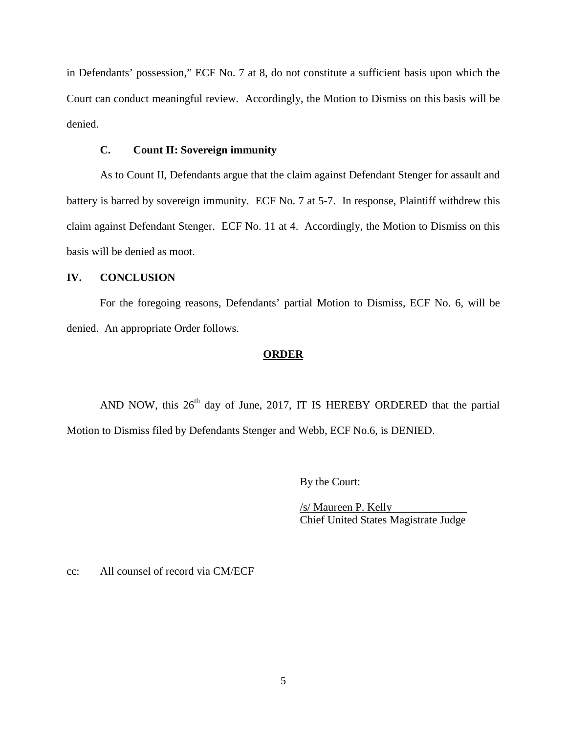in Defendants' possession," ECF No. 7 at 8, do not constitute a sufficient basis upon which the Court can conduct meaningful review. Accordingly, the Motion to Dismiss on this basis will be denied.

### C. Count II: Sovereign immunity

As to Count II, Defendants argue that the claim against Defendant Stenger for assault and battery is barred by sovereign immunity. ECF No. 7 at 5-7. In response, Plaintiff withdrew this claim against Defendant Stenger. ECF No. 11 at 4. Accordingly, the Motion to Dismiss on this basis will be denied as moot.

## IV. CONCLUSION

For the foregoing reasons, Defendants' partial Motion to Dismiss, ECF No. 6, will be denied. An appropriate Order follows.

## ORDER

AND NOW, this 26th day of June, 2017, IT IS HEREBY ORDERED that the partial Motion to Dismiss filed by Defendants Stenger and Webb, ECF No.6, is DENIED.

By the Court:

/s/ Maureen P. Kelly
Chief United States Magistrate Judge

cc: All counsel of record via CM/ECF